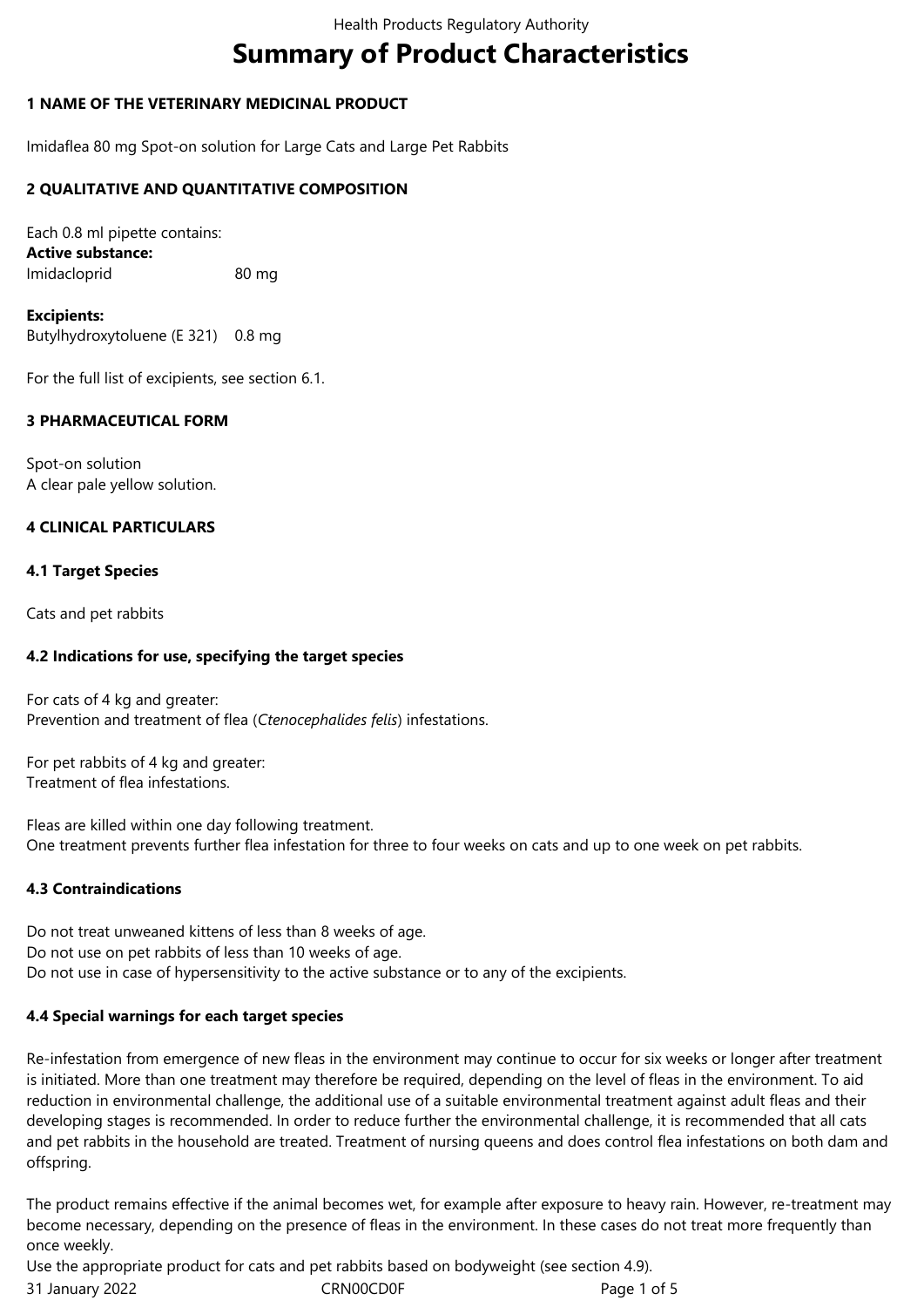# Summary of Product Characteristics

## 1 NAME OF THE VETERINARY MEDICINAL PRODUCT

Imidaflea 80 mg Spot-on solution for Large Cats and Large Pet Rabbits

## 2 QUALITATIVE AND QUANTITATIVE COMPOSITION

Each 0.8 ml pipette contains:

**Active substance:**

| | |
|---|---|
| Imidacloprid | 80 mg |

**Excipients:**

| | |
|---|---|
| Butylhydroxytoluene (E 321) | 0.8 mg |

For the full list of excipients, see section 6.1.

## 3 PHARMACEUTICAL FORM

Spot-on solution
A clear pale yellow solution.

## 4 CLINICAL PARTICULARS

### 4.1 Target Species

Cats and pet rabbits

### 4.2 Indications for use, specifying the target species

For cats of 4 kg and greater:
Prevention and treatment of flea (*Ctenocephalides felis*) infestations.

For pet rabbits of 4 kg and greater:
Treatment of flea infestations.

Fleas are killed within one day following treatment.
One treatment prevents further flea infestation for three to four weeks on cats and up to one week on pet rabbits.

### 4.3 Contraindications

Do not treat unweaned kittens of less than 8 weeks of age.
Do not use on pet rabbits of less than 10 weeks of age.
Do not use in case of hypersensitivity to the active substance or to any of the excipients.

### 4.4 Special warnings for each target species

Re-infestation from emergence of new fleas in the environment may continue to occur for six weeks or longer after treatment is initiated. More than one treatment may therefore be required, depending on the level of fleas in the environment. To aid reduction in environmental challenge, the additional use of a suitable environmental treatment against adult fleas and their developing stages is recommended. In order to reduce further the environmental challenge, it is recommended that all cats and pet rabbits in the household are treated. Treatment of nursing queens and does control flea infestations on both dam and offspring.

The product remains effective if the animal becomes wet, for example after exposure to heavy rain. However, re-treatment may become necessary, depending on the presence of fleas in the environment. In these cases do not treat more frequently than once weekly.
Use the appropriate product for cats and pet rabbits based on bodyweight (see section 4.9).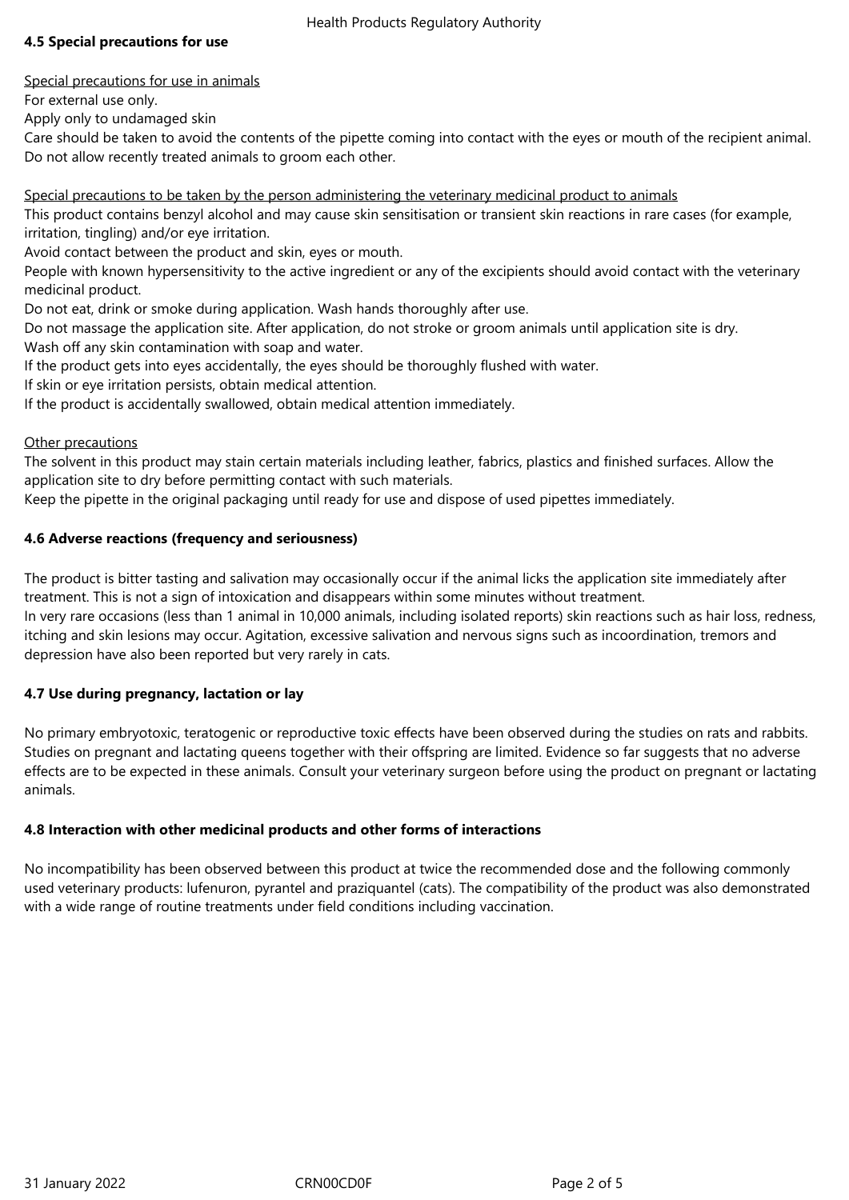### 4.5 Special precautions for use

Special precautions for use in animals

For external use only.

Apply only to undamaged skin

Care should be taken to avoid the contents of the pipette coming into contact with the eyes or mouth of the recipient animal. Do not allow recently treated animals to groom each other.

Special precautions to be taken by the person administering the veterinary medicinal product to animals

This product contains benzyl alcohol and may cause skin sensitisation or transient skin reactions in rare cases (for example, irritation, tingling) and/or eye irritation.

Avoid contact between the product and skin, eyes or mouth.

People with known hypersensitivity to the active ingredient or any of the excipients should avoid contact with the veterinary medicinal product.

Do not eat, drink or smoke during application. Wash hands thoroughly after use.

Do not massage the application site. After application, do not stroke or groom animals until application site is dry.

Wash off any skin contamination with soap and water.

If the product gets into eyes accidentally, the eyes should be thoroughly flushed with water.

If skin or eye irritation persists, obtain medical attention.

If the product is accidentally swallowed, obtain medical attention immediately.

Other precautions

The solvent in this product may stain certain materials including leather, fabrics, plastics and finished surfaces. Allow the application site to dry before permitting contact with such materials.

Keep the pipette in the original packaging until ready for use and dispose of used pipettes immediately.

### 4.6 Adverse reactions (frequency and seriousness)

The product is bitter tasting and salivation may occasionally occur if the animal licks the application site immediately after treatment. This is not a sign of intoxication and disappears within some minutes without treatment.

In very rare occasions (less than 1 animal in 10,000 animals, including isolated reports) skin reactions such as hair loss, redness, itching and skin lesions may occur. Agitation, excessive salivation and nervous signs such as incoordination, tremors and depression have also been reported but very rarely in cats.

### 4.7 Use during pregnancy, lactation or lay

No primary embryotoxic, teratogenic or reproductive toxic effects have been observed during the studies on rats and rabbits. Studies on pregnant and lactating queens together with their offspring are limited. Evidence so far suggests that no adverse effects are to be expected in these animals. Consult your veterinary surgeon before using the product on pregnant or lactating animals.

### 4.8 Interaction with other medicinal products and other forms of interactions

No incompatibility has been observed between this product at twice the recommended dose and the following commonly used veterinary products: lufenuron, pyrantel and praziquantel (cats). The compatibility of the product was also demonstrated with a wide range of routine treatments under field conditions including vaccination.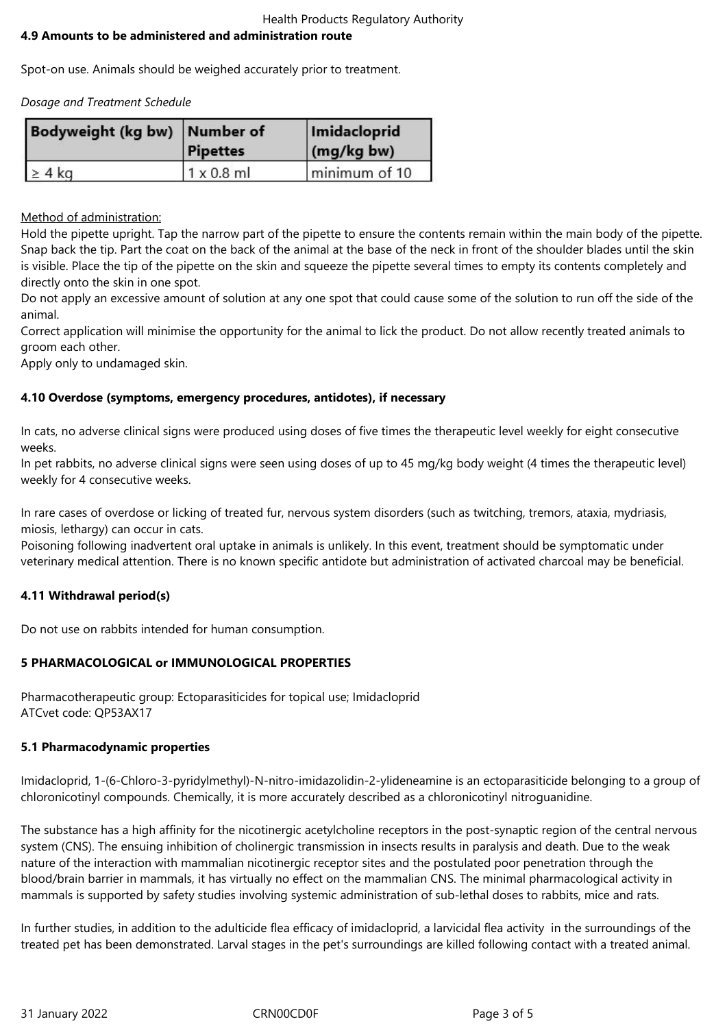#### 4.9 Amounts to be administered and administration route

Spot-on use. Animals should be weighed accurately prior to treatment.

*Dosage and Treatment Schedule*

| Bodyweight (kg bw) | Number of Pipettes | Imidacloprid (mg/kg bw) |
|---|---|---|
| ≥ 4 kg | 1 x 0.8 ml | minimum of 10 |

Method of administration:

Hold the pipette upright. Tap the narrow part of the pipette to ensure the contents remain within the main body of the pipette. Snap back the tip. Part the coat on the back of the animal at the base of the neck in front of the shoulder blades until the skin is visible. Place the tip of the pipette on the skin and squeeze the pipette several times to empty its contents completely and directly onto the skin in one spot.

Do not apply an excessive amount of solution at any one spot that could cause some of the solution to run off the side of the animal.

Correct application will minimise the opportunity for the animal to lick the product. Do not allow recently treated animals to groom each other.

Apply only to undamaged skin.

#### 4.10 Overdose (symptoms, emergency procedures, antidotes), if necessary

In cats, no adverse clinical signs were produced using doses of five times the therapeutic level weekly for eight consecutive weeks.

In pet rabbits, no adverse clinical signs were seen using doses of up to 45 mg/kg body weight (4 times the therapeutic level) weekly for 4 consecutive weeks.

In rare cases of overdose or licking of treated fur, nervous system disorders (such as twitching, tremors, ataxia, mydriasis, miosis, lethargy) can occur in cats.

Poisoning following inadvertent oral uptake in animals is unlikely. In this event, treatment should be symptomatic under veterinary medical attention. There is no known specific antidote but administration of activated charcoal may be beneficial.

#### 4.11 Withdrawal period(s)

Do not use on rabbits intended for human consumption.

### 5 PHARMACOLOGICAL or IMMUNOLOGICAL PROPERTIES

Pharmacotherapeutic group: Ectoparasiticides for topical use; Imidacloprid
ATCvet code: QP53AX17

#### 5.1 Pharmacodynamic properties

Imidacloprid, 1-(6-Chloro-3-pyridylmethyl)-N-nitro-imidazolidin-2-ylideneamine is an ectoparasiticide belonging to a group of chloronicotinyl compounds. Chemically, it is more accurately described as a chloronicotinyl nitroguanidine.

The substance has a high affinity for the nicotinergic acetylcholine receptors in the post-synaptic region of the central nervous system (CNS). The ensuing inhibition of cholinergic transmission in insects results in paralysis and death. Due to the weak nature of the interaction with mammalian nicotinergic receptor sites and the postulated poor penetration through the blood/brain barrier in mammals, it has virtually no effect on the mammalian CNS. The minimal pharmacological activity in mammals is supported by safety studies involving systemic administration of sub-lethal doses to rabbits, mice and rats.

In further studies, in addition to the adulticide flea efficacy of imidacloprid, a larvicidal flea activity in the surroundings of the treated pet has been demonstrated. Larval stages in the pet's surroundings are killed following contact with a treated animal.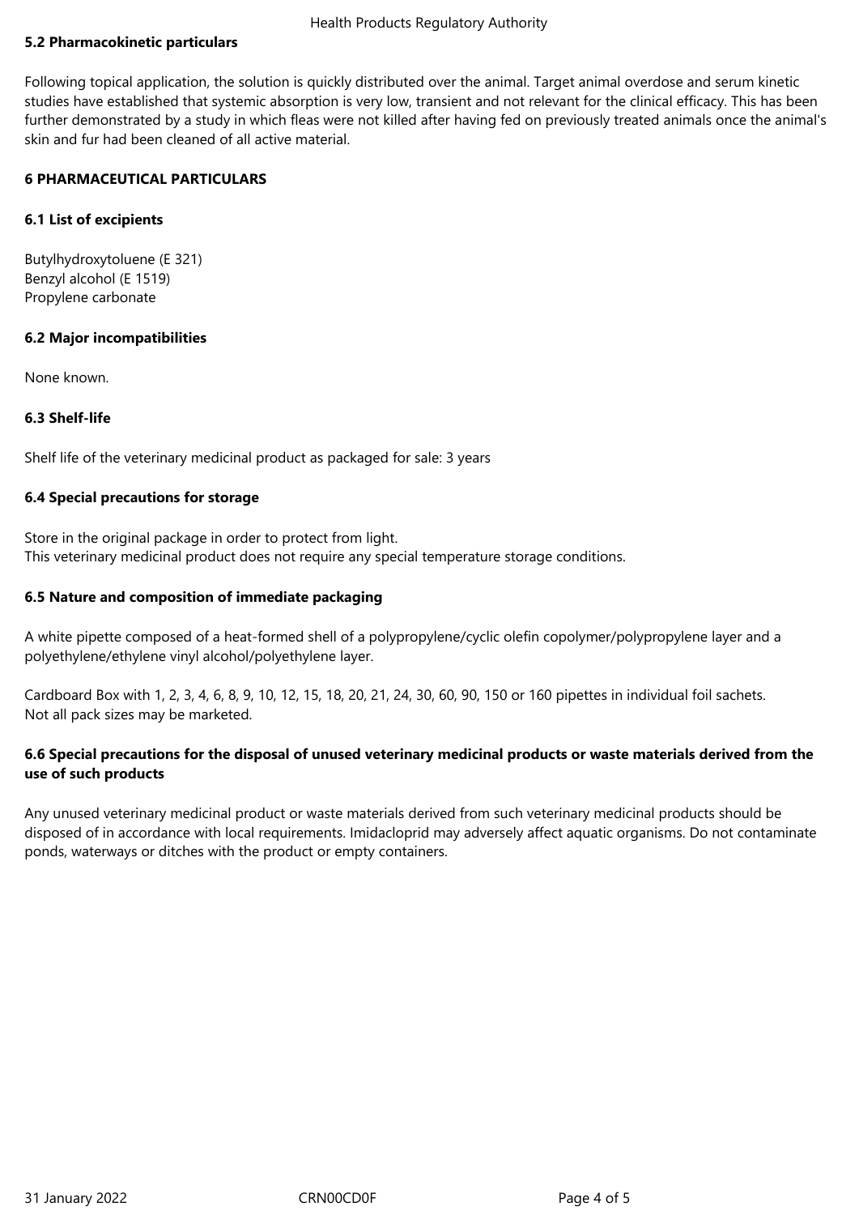### 5.2 Pharmacokinetic particulars

Following topical application, the solution is quickly distributed over the animal. Target animal overdose and serum kinetic studies have established that systemic absorption is very low, transient and not relevant for the clinical efficacy. This has been further demonstrated by a study in which fleas were not killed after having fed on previously treated animals once the animal's skin and fur had been cleaned of all active material.

## 6 PHARMACEUTICAL PARTICULARS

### 6.1 List of excipients

Butylhydroxytoluene (E 321)
Benzyl alcohol (E 1519)
Propylene carbonate

### 6.2 Major incompatibilities

None known.

### 6.3 Shelf-life

Shelf life of the veterinary medicinal product as packaged for sale: 3 years

### 6.4 Special precautions for storage

Store in the original package in order to protect from light.
This veterinary medicinal product does not require any special temperature storage conditions.

### 6.5 Nature and composition of immediate packaging

A white pipette composed of a heat-formed shell of a polypropylene/cyclic olefin copolymer/polypropylene layer and a polyethylene/ethylene vinyl alcohol/polyethylene layer.

Cardboard Box with 1, 2, 3, 4, 6, 8, 9, 10, 12, 15, 18, 20, 21, 24, 30, 60, 90, 150 or 160 pipettes in individual foil sachets.
Not all pack sizes may be marketed.

### 6.6 Special precautions for the disposal of unused veterinary medicinal products or waste materials derived from the use of such products

Any unused veterinary medicinal product or waste materials derived from such veterinary medicinal products should be disposed of in accordance with local requirements. Imidacloprid may adversely affect aquatic organisms. Do not contaminate ponds, waterways or ditches with the product or empty containers.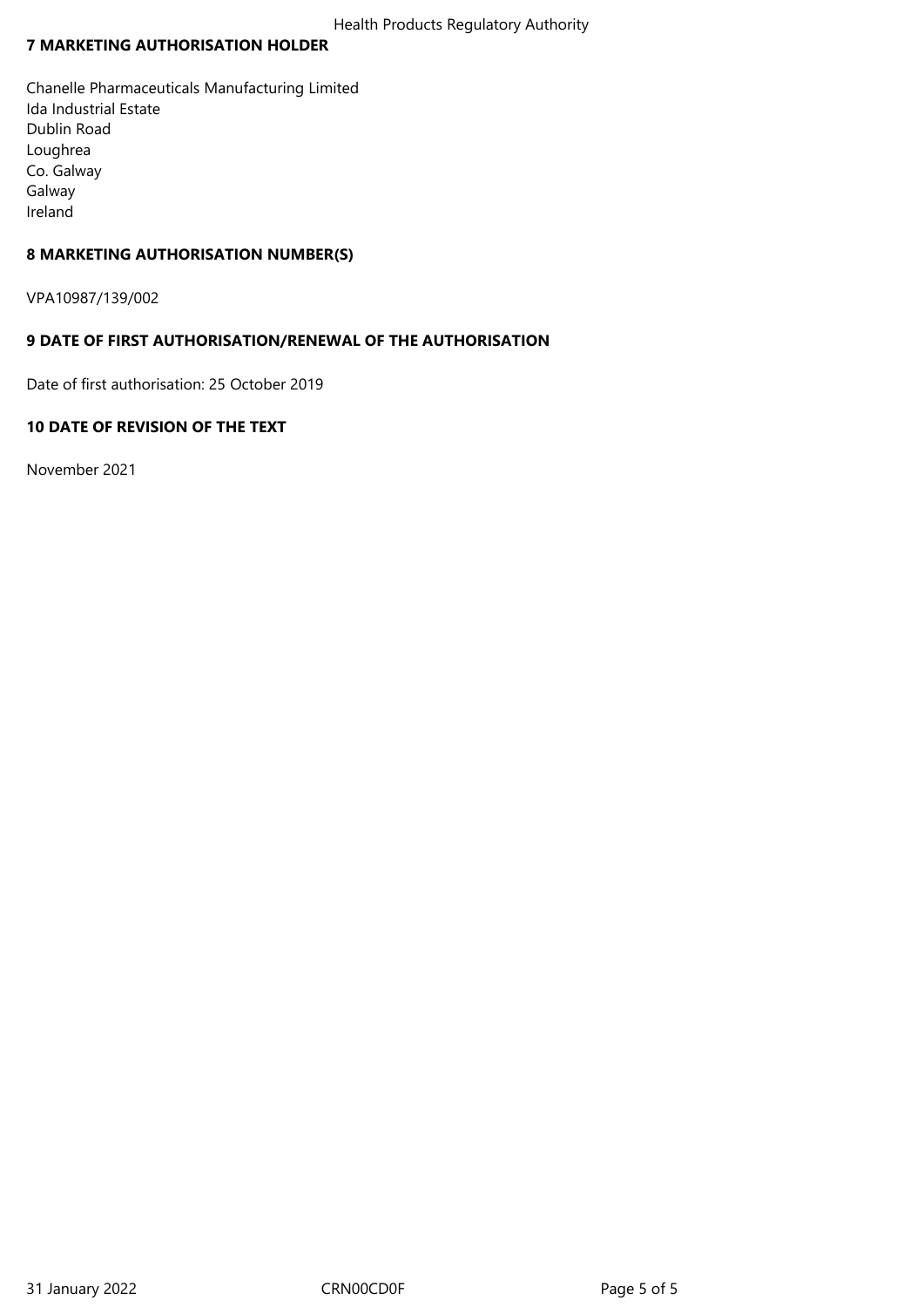## 7 MARKETING AUTHORISATION HOLDER

Chanelle Pharmaceuticals Manufacturing Limited
Ida Industrial Estate
Dublin Road
Loughrea
Co. Galway
Galway
Ireland

## 8 MARKETING AUTHORISATION NUMBER(S)

VPA10987/139/002

## 9 DATE OF FIRST AUTHORISATION/RENEWAL OF THE AUTHORISATION

Date of first authorisation: 25 October 2019

## 10 DATE OF REVISION OF THE TEXT

November 2021